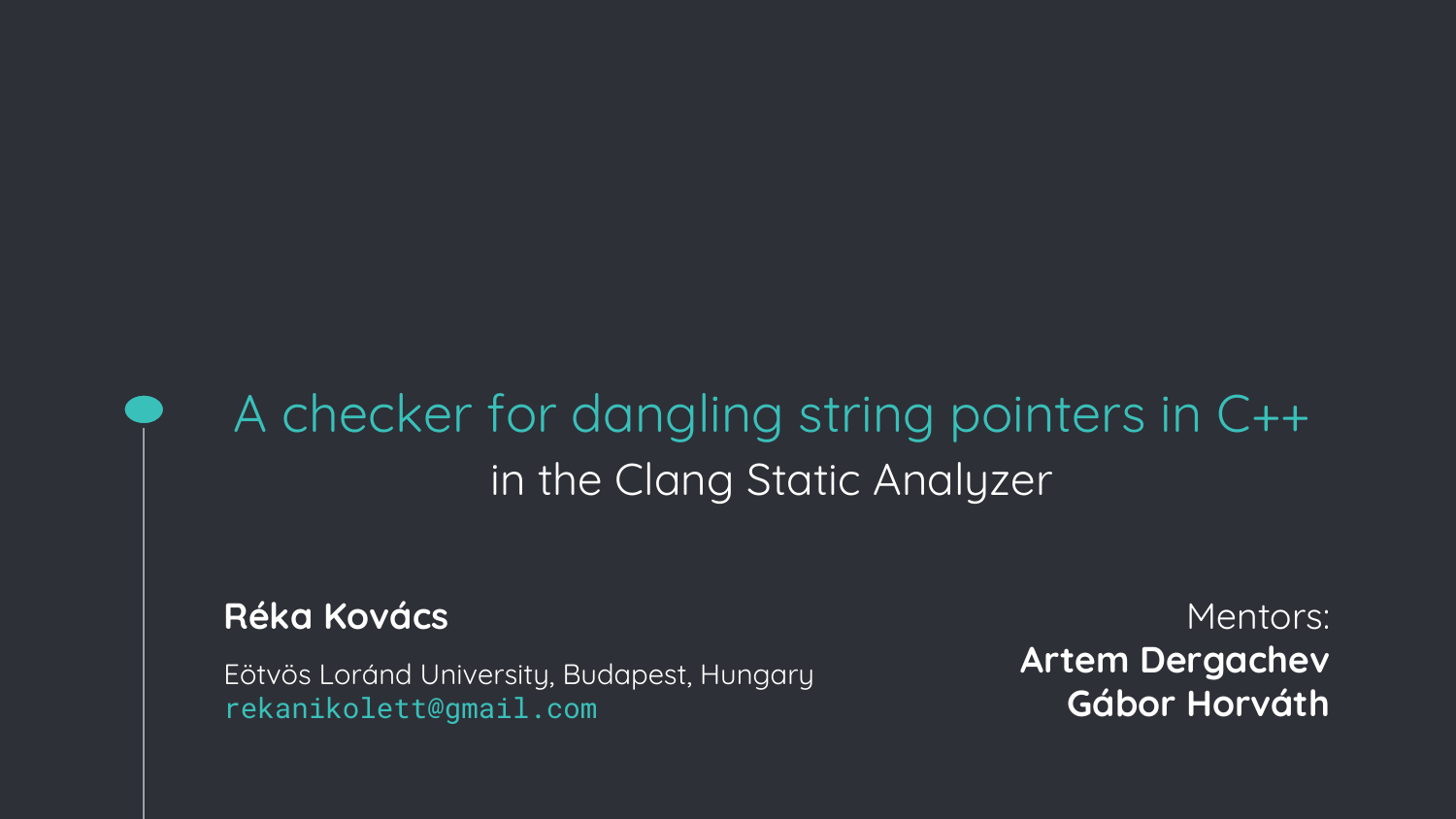# A checker for dangling string pointers in C++

## in the Clang Static Analyzer

**Réka Kovács**

Eötvös Loránd University, Budapest, Hungary
rekanikolett@gmail.com

Mentors:
**Artem Dergachev**
**Gábor Horváth**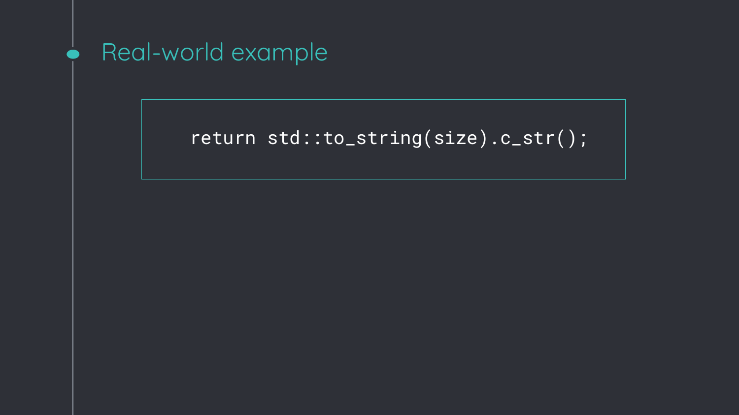## Real-world example

```
return std::to_string(size).c_str();
```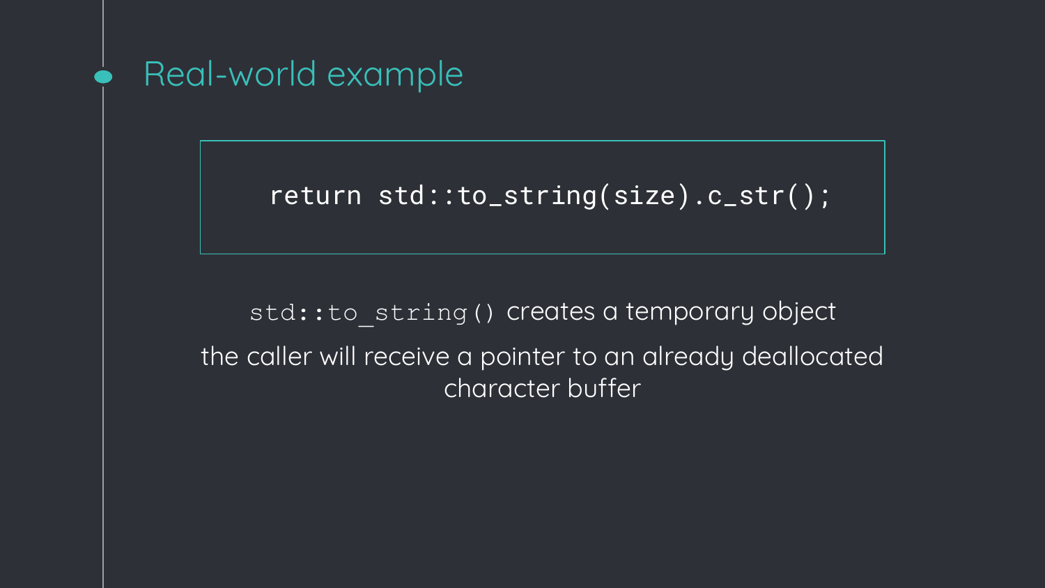## Real-world example

```
return std::to_string(size).c_str();
```

`std::to_string()` creates a temporary object

the caller will receive a pointer to an already deallocated character buffer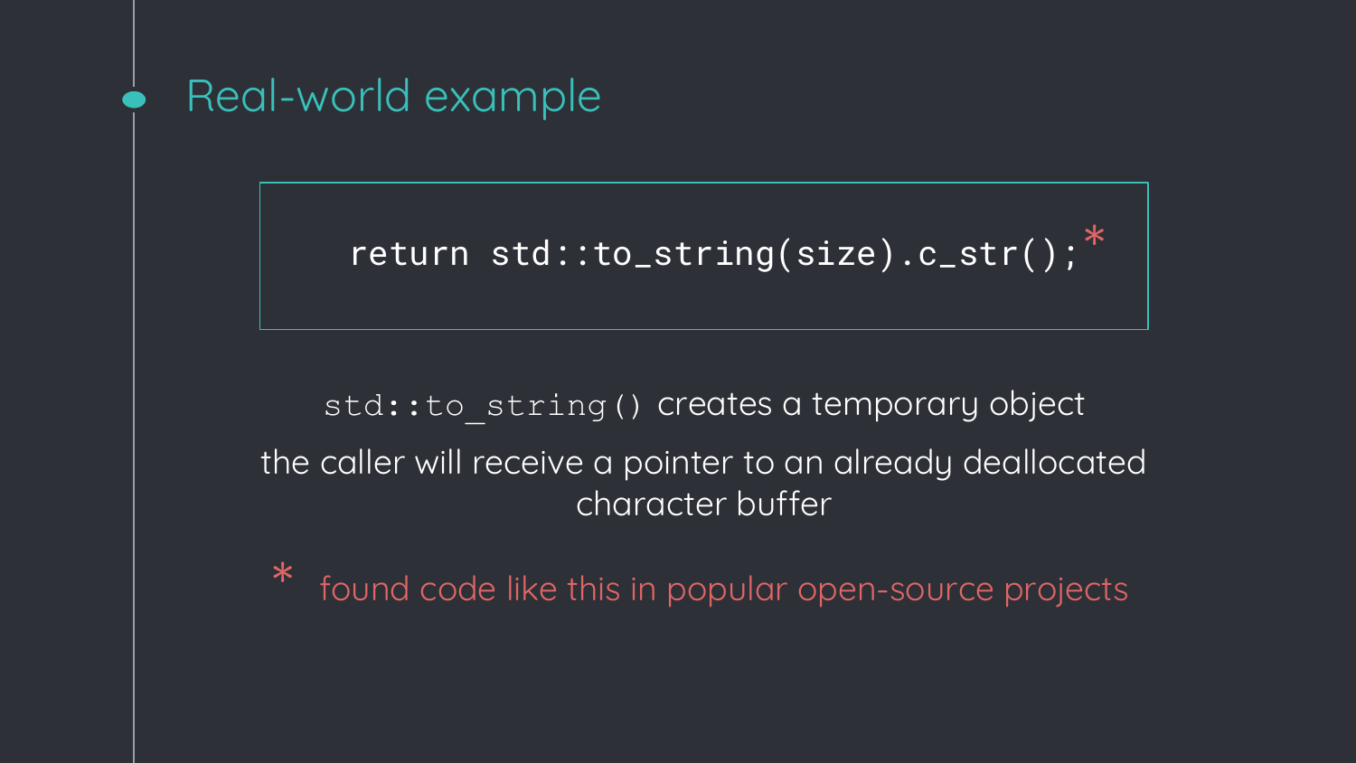## Real-world example

```
return std::to_string(size).c_str();*
```

`std::to_string()` creates a temporary object

the caller will receive a pointer to an already deallocated character buffer

\* found code like this in popular open-source projects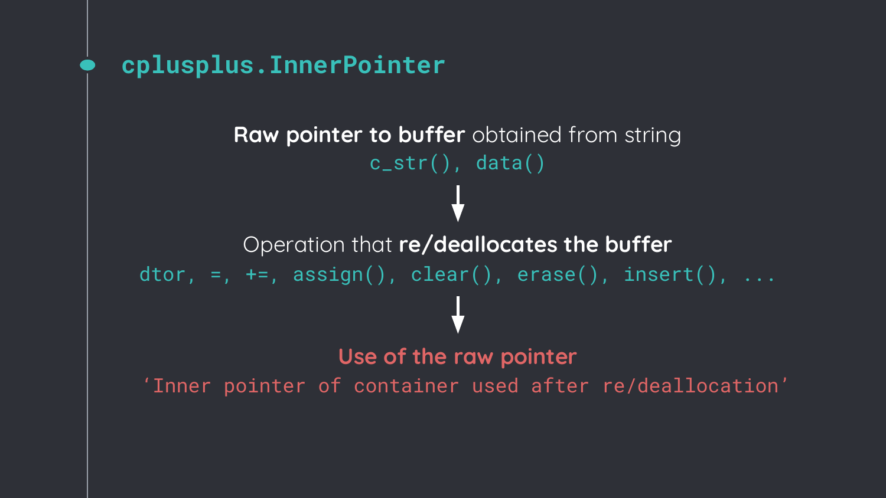# cplusplus.InnerPointer

**Raw pointer to buffer** obtained from string

`c_str(), data()`

↓

Operation that **re/deallocates the buffer**

`dtor, =, +=, assign(), clear(), erase(), insert(), ...`

↓

**Use of the raw pointer**

`‘Inner pointer of container used after re/deallocation’`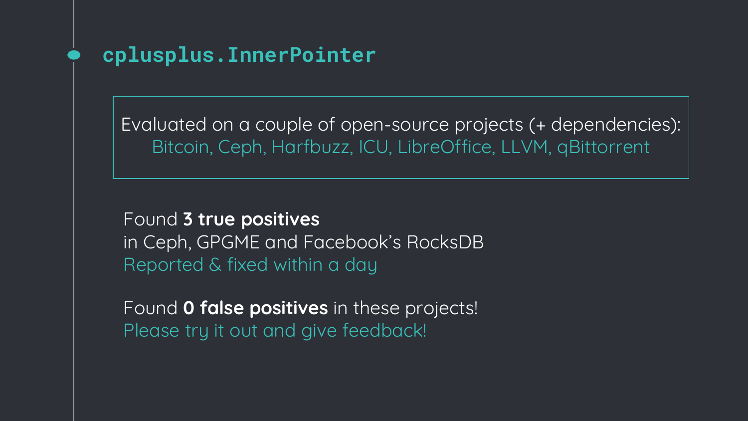## cplusplus.InnerPointer

Evaluated on a couple of open-source projects (+ dependencies):
Bitcoin, Ceph, Harfbuzz, ICU, LibreOffice, LLVM, qBittorrent

Found **3 true positives**
in Ceph, GPGME and Facebook's RocksDB
Reported & fixed within a day

Found **0 false positives** in these projects!
Please try it out and give feedback!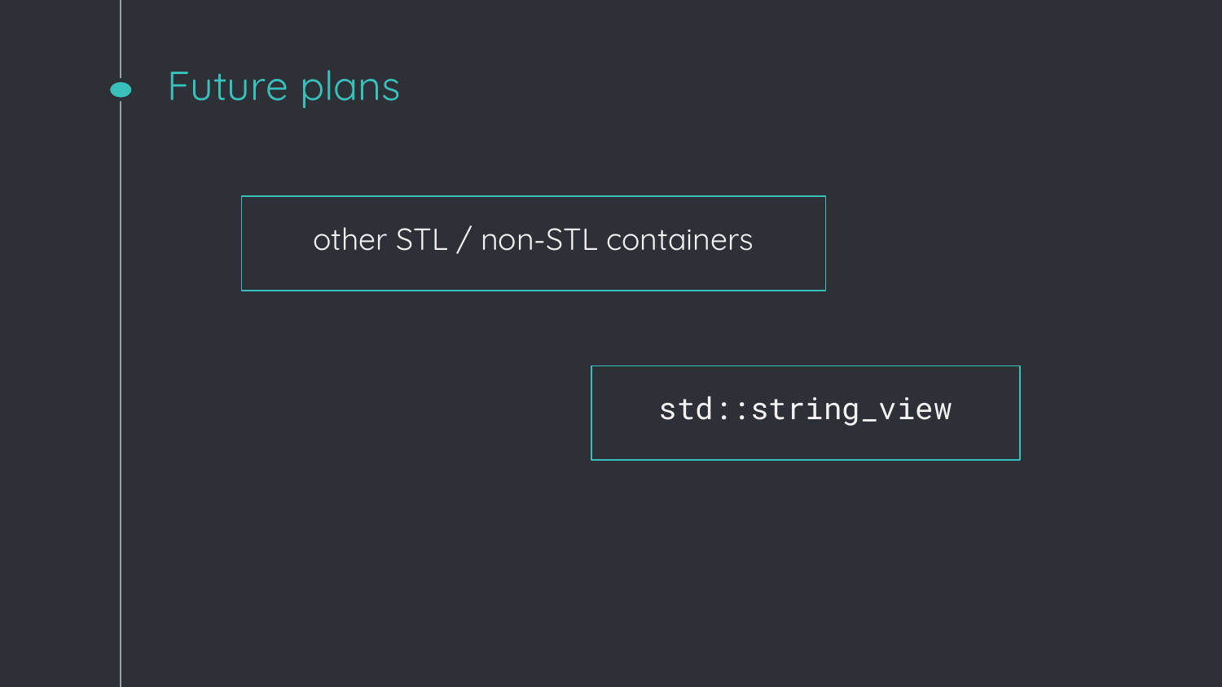# Future plans

other STL / non-STL containers

`std::string_view`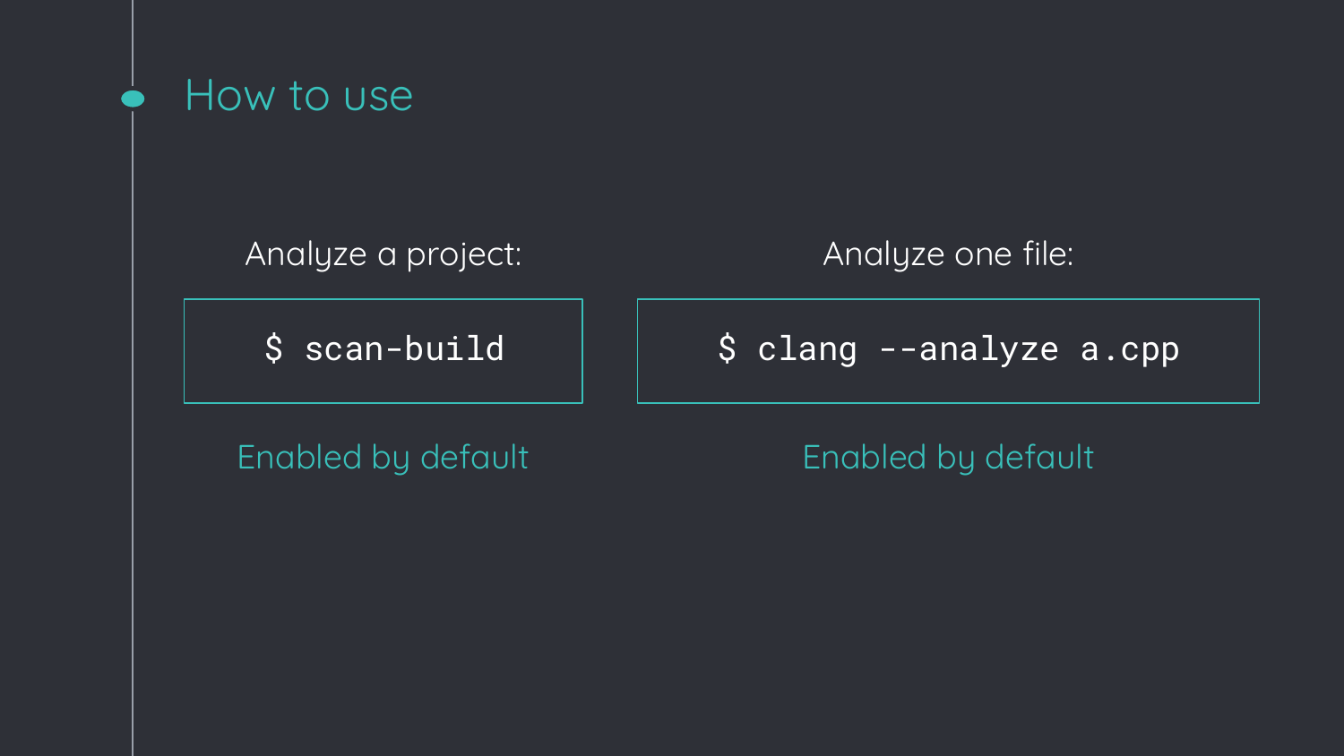# How to use

Analyze a project:

```
$ scan-build
```

Enabled by default

Analyze one file:

```
$ clang --analyze a.cpp
```

Enabled by default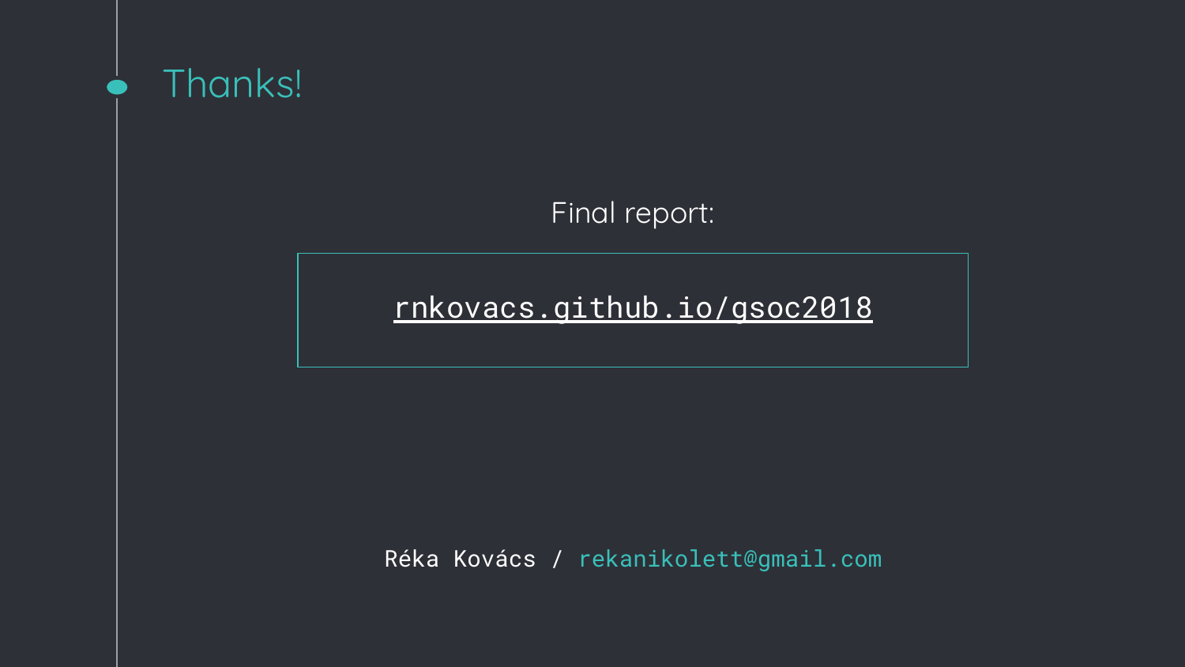# Thanks!

Final report:

rnkovacs.github.io/gsoc2018

Réka Kovács / rekanikolett@gmail.com